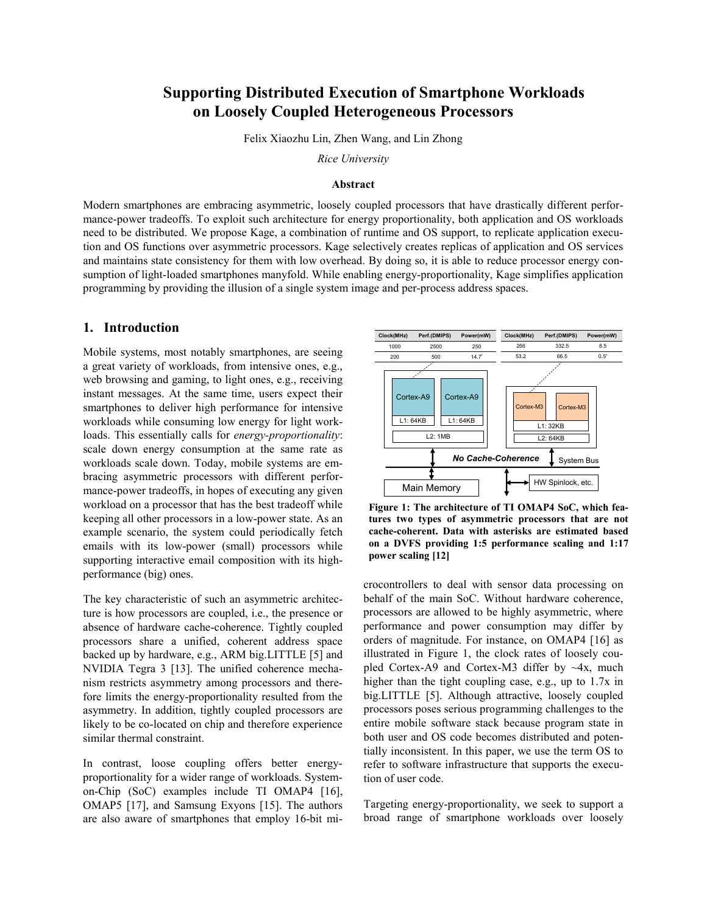# Supporting Distributed Execution of Smartphone Workloads on Loosely Coupled Heterogeneous Processors

Felix Xiaozhu Lin, Zhen Wang, and Lin Zhong

*Rice University*

### Abstract

Modern smartphones are embracing asymmetric, loosely coupled processors that have drastically different performance-power tradeoffs. To exploit such architecture for energy proportionality, both application and OS workloads need to be distributed. We propose Kage, a combination of runtime and OS support, to replicate application execution and OS functions over asymmetric processors. Kage selectively creates replicas of application and OS services and maintains state consistency for them with low overhead. By doing so, it is able to reduce processor energy consumption of light-loaded smartphones manyfold. While enabling energy-proportionality, Kage simplifies application programming by providing the illusion of a single system image and per-process address spaces.

## 1. Introduction

Mobile systems, most notably smartphones, are seeing a great variety of workloads, from intensive ones, e.g., web browsing and gaming, to light ones, e.g., receiving instant messages. At the same time, users expect their smartphones to deliver high performance for intensive workloads while consuming low energy for light workloads. This essentially calls for *energy-proportionality*: scale down energy consumption at the same rate as workloads scale down. Today, mobile systems are embracing asymmetric processors with different performance-power tradeoffs, in hopes of executing any given workload on a processor that has the best tradeoff while keeping all other processors in a low-power state. As an example scenario, the system could periodically fetch emails with its low-power (small) processors while supporting interactive email composition with its high-performance (big) ones.

The key characteristic of such an asymmetric architecture is how processors are coupled, i.e., the presence or absence of hardware cache-coherence. Tightly coupled processors share a unified, coherent address space backed up by hardware, e.g., ARM big.LITTLE [5] and NVIDIA Tegra 3 [13]. The unified coherence mechanism restricts asymmetry among processors and therefore limits the energy-proportionality resulted from the asymmetry. In addition, tightly coupled processors are likely to be co-located on chip and therefore experience similar thermal constraint.

In contrast, loose coupling offers better energy-proportionality for a wider range of workloads. System-on-Chip (SoC) examples include TI OMAP4 [16], OMAP5 [17], and Samsung Exyons [15]. The authors are also aware of smartphones that employ 16-bit microcontrollers to deal with sensor data processing on behalf of the main SoC. Without hardware coherence, processors are allowed to be highly asymmetric, where performance and power consumption may differ by orders of magnitude. For instance, on OMAP4 [16] as illustrated in Figure 1, the clock rates of loosely coupled Cortex-A9 and Cortex-M3 differ by ~4x, much higher than the tight coupling case, e.g., up to 1.7x in big.LITTLE [5]. Although attractive, loosely coupled processors poses serious programming challenges to the entire mobile software stack because program state in both user and OS code becomes distributed and potentially inconsistent. In this paper, we use the term OS to refer to software infrastructure that supports the execution of user code.

| Clock(MHz) | Perf.(DMIPS) | Power(mW) |
|---|---|---|
| 1000 | 2500 | 250 |
| 200 | 500 | 14.7* |

| Clock(MHz) | Perf.(DMIPS) | Power(mW) |
|---|---|---|
| 266 | 332.5 | 8.5 |
| 53.2 | 66.5 | 0.5* |

**Figure 1: The architecture of TI OMAP4 SoC, which features two types of asymmetric processors that are not cache-coherent. Data with asterisks are estimated based on a DVFS providing 1:5 performance scaling and 1:17 power scaling [12]**

Targeting energy-proportionality, we seek to support a broad range of smartphone workloads over loosely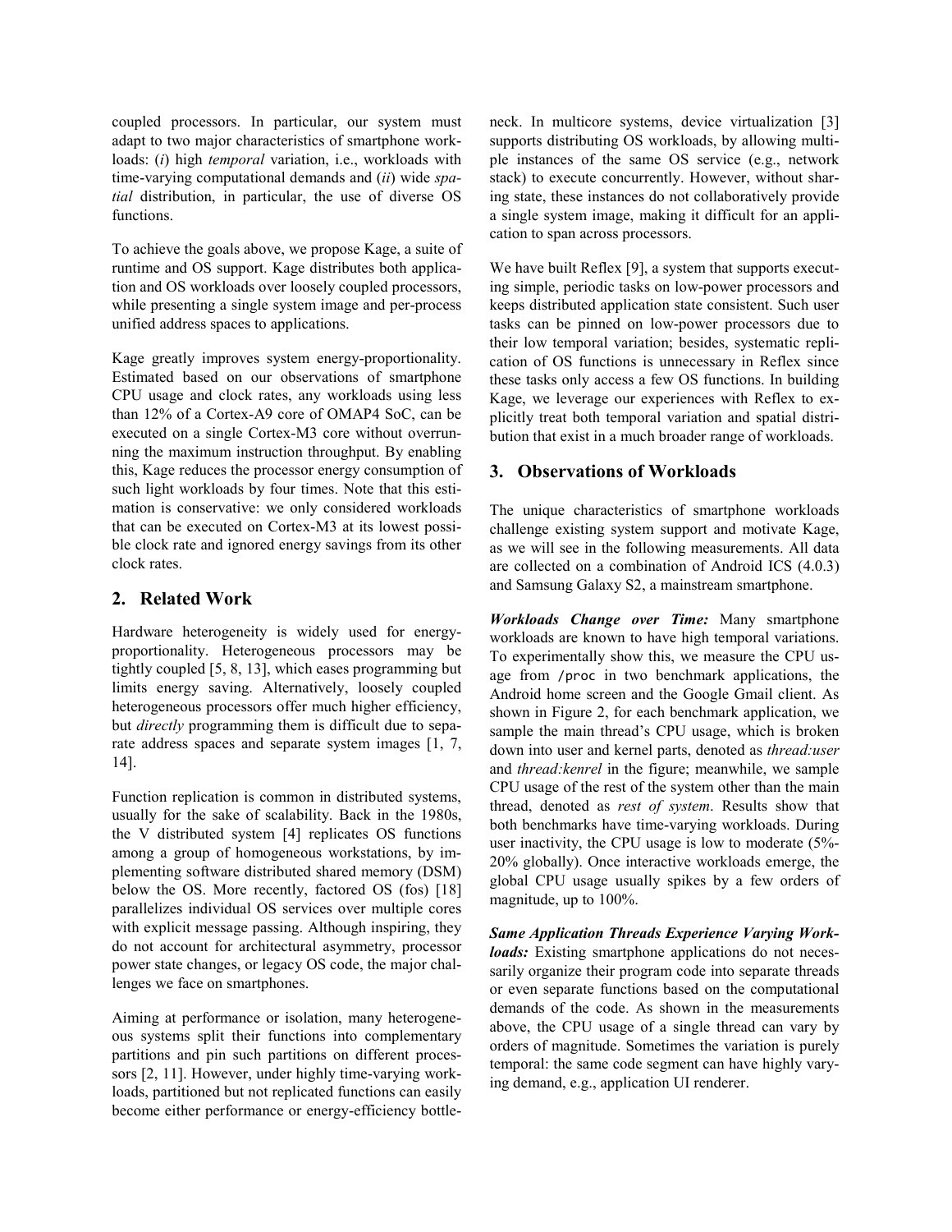coupled processors. In particular, our system must adapt to two major characteristics of smartphone workloads: (*i*) high *temporal* variation, i.e., workloads with time-varying computational demands and (*ii*) wide *spatial* distribution, in particular, the use of diverse OS functions.

To achieve the goals above, we propose Kage, a suite of runtime and OS support. Kage distributes both application and OS workloads over loosely coupled processors, while presenting a single system image and per-process unified address spaces to applications.

Kage greatly improves system energy-proportionality. Estimated based on our observations of smartphone CPU usage and clock rates, any workloads using less than 12% of a Cortex-A9 core of OMAP4 SoC, can be executed on a single Cortex-M3 core without overrunning the maximum instruction throughput. By enabling this, Kage reduces the processor energy consumption of such light workloads by four times. Note that this estimation is conservative: we only considered workloads that can be executed on Cortex-M3 at its lowest possible clock rate and ignored energy savings from its other clock rates.

## 2. Related Work

Hardware heterogeneity is widely used for energy-proportionality. Heterogeneous processors may be tightly coupled [5, 8, 13], which eases programming but limits energy saving. Alternatively, loosely coupled heterogeneous processors offer much higher efficiency, but *directly* programming them is difficult due to separate address spaces and separate system images [1, 7, 14].

Function replication is common in distributed systems, usually for the sake of scalability. Back in the 1980s, the V distributed system [4] replicates OS functions among a group of homogeneous workstations, by implementing software distributed shared memory (DSM) below the OS. More recently, factored OS (fos) [18] parallelizes individual OS services over multiple cores with explicit message passing. Although inspiring, they do not account for architectural asymmetry, processor power state changes, or legacy OS code, the major challenges we face on smartphones.

Aiming at performance or isolation, many heterogeneous systems split their functions into complementary partitions and pin such partitions on different processors [2, 11]. However, under highly time-varying workloads, partitioned but not replicated functions can easily become either performance or energy-efficiency bottleneck. In multicore systems, device virtualization [3] supports distributing OS workloads, by allowing multiple instances of the same OS service (e.g., network stack) to execute concurrently. However, without sharing state, these instances do not collaboratively provide a single system image, making it difficult for an application to span across processors.

We have built Reflex [9], a system that supports executing simple, periodic tasks on low-power processors and keeps distributed application state consistent. Such user tasks can be pinned on low-power processors due to their low temporal variation; besides, systematic replication of OS functions is unnecessary in Reflex since these tasks only access a few OS functions. In building Kage, we leverage our experiences with Reflex to explicitly treat both temporal variation and spatial distribution that exist in a much broader range of workloads.

## 3. Observations of Workloads

The unique characteristics of smartphone workloads challenge existing system support and motivate Kage, as we will see in the following measurements. All data are collected on a combination of Android ICS (4.0.3) and Samsung Galaxy S2, a mainstream smartphone.

***Workloads Change over Time:*** Many smartphone workloads are known to have high temporal variations. To experimentally show this, we measure the CPU usage from `/proc` in two benchmark applications, the Android home screen and the Google Gmail client. As shown in Figure 2, for each benchmark application, we sample the main thread's CPU usage, which is broken down into user and kernel parts, denoted as *thread:user* and *thread:kenrel* in the figure; meanwhile, we sample CPU usage of the rest of the system other than the main thread, denoted as *rest of system*. Results show that both benchmarks have time-varying workloads. During user inactivity, the CPU usage is low to moderate (5%-20% globally). Once interactive workloads emerge, the global CPU usage usually spikes by a few orders of magnitude, up to 100%.

***Same Application Threads Experience Varying Workloads:*** Existing smartphone applications do not necessarily organize their program code into separate threads or even separate functions based on the computational demands of the code. As shown in the measurements above, the CPU usage of a single thread can vary by orders of magnitude. Sometimes the variation is purely temporal: the same code segment can have highly varying demand, e.g., application UI renderer.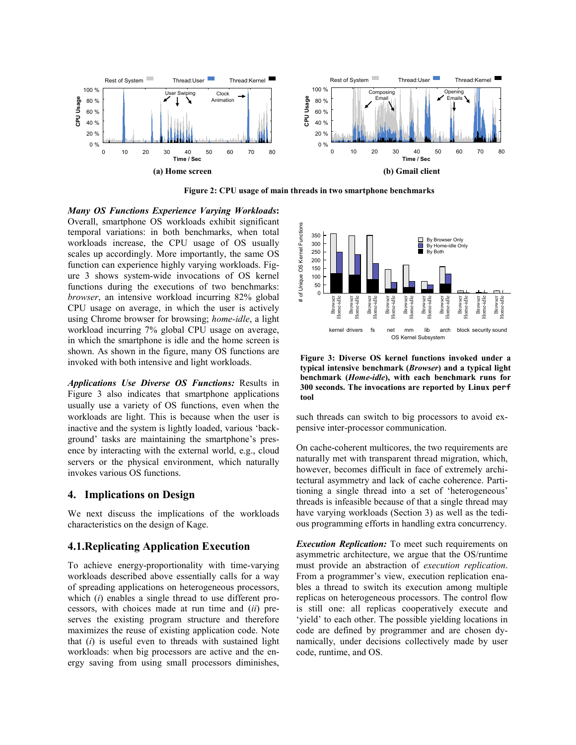**(a) Home screen**

**(b) Gmail client**

**Figure 2: CPU usage of main threads in two smartphone benchmarks**

***Many OS Functions Experience Varying Workloads*:** Overall, smartphone OS workloads exhibit significant temporal variations: in both benchmarks, when total workloads increase, the CPU usage of OS usually scales up accordingly. More importantly, the same OS function can experience highly varying workloads. Figure 3 shows system-wide invocations of OS kernel functions during the executions of two benchmarks: *browser*, an intensive workload incurring 82% global CPU usage on average, in which the user is actively using Chrome browser for browsing; *home-idle*, a light workload incurring 7% global CPU usage on average, in which the smartphone is idle and the home screen is shown. As shown in the figure, many OS functions are invoked with both intensive and light workloads.

***Applications Use Diverse OS Functions:*** Results in Figure 3 also indicates that smartphone applications usually use a variety of OS functions, even when the workloads are light. This is because when the user is inactive and the system is lightly loaded, various 'background' tasks are maintaining the smartphone's presence by interacting with the external world, e.g., cloud servers or the physical environment, which naturally invokes various OS functions.

## 4. Implications on Design

We next discuss the implications of the workloads characteristics on the design of Kage.

### 4.1.Replicating Application Execution

To achieve energy-proportionality with time-varying workloads described above essentially calls for a way of spreading applications on heterogeneous processors, which (*i*) enables a single thread to use different processors, with choices made at run time and (*ii*) preserves the existing program structure and therefore maximizes the reuse of existing application code. Note that (*i*) is useful even to threads with sustained light workloads: when big processors are active and the energy saving from using small processors diminishes,

**Figure 3: Diverse OS kernel functions invoked under a typical intensive benchmark (*Browser*) and a typical light benchmark (*Home-idle*), with each benchmark runs for 300 seconds. The invocations are reported by Linux `perf` tool**

such threads can switch to big processors to avoid expensive inter-processor communication.

On cache-coherent multicores, the two requirements are naturally met with transparent thread migration, which, however, becomes difficult in face of extremely architectural asymmetry and lack of cache coherence. Partitioning a single thread into a set of 'heterogeneous' threads is infeasible because of that a single thread may have varying workloads (Section 3) as well as the tedious programming efforts in handling extra concurrency.

***Execution Replication:*** To meet such requirements on asymmetric architecture, we argue that the OS/runtime must provide an abstraction of *execution replication*. From a programmer's view, execution replication enables a thread to switch its execution among multiple replicas on heterogeneous processors. The control flow is still one: all replicas cooperatively execute and 'yield' to each other. The possible yielding locations in code are defined by programmer and are chosen dynamically, under decisions collectively made by user code, runtime, and OS.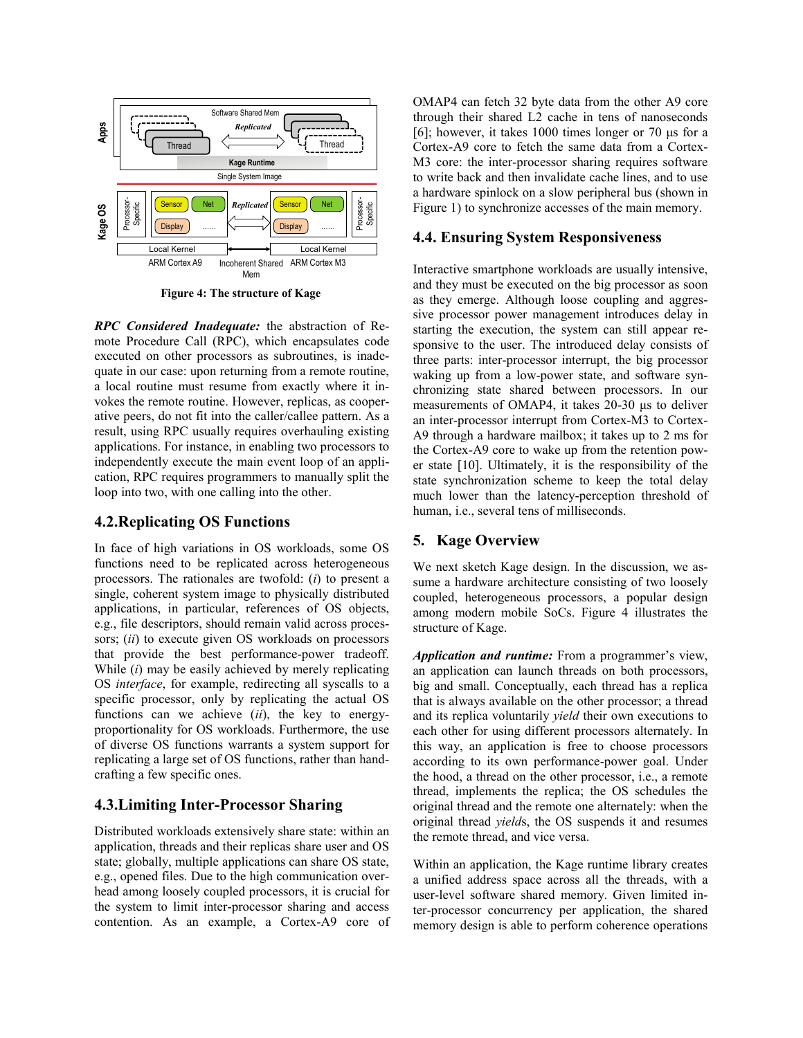Figure 4: The structure of Kage

***RPC Considered Inadequate:*** the abstraction of Remote Procedure Call (RPC), which encapsulates code executed on other processors as subroutines, is inadequate in our case: upon returning from a remote routine, a local routine must resume from exactly where it invokes the remote routine. However, replicas, as cooperative peers, do not fit into the caller/callee pattern. As a result, using RPC usually requires overhauling existing applications. For instance, in enabling two processors to independently execute the main event loop of an application, RPC requires programmers to manually split the loop into two, with one calling into the other.

## 4.2.Replicating OS Functions

In face of high variations in OS workloads, some OS functions need to be replicated across heterogeneous processors. The rationales are twofold: (*i*) to present a single, coherent system image to physically distributed applications, in particular, references of OS objects, e.g., file descriptors, should remain valid across processors; (*ii*) to execute given OS workloads on processors that provide the best performance-power tradeoff. While (*i*) may be easily achieved by merely replicating OS *interface*, for example, redirecting all syscalls to a specific processor, only by replicating the actual OS functions can we achieve (*ii*), the key to energy-proportionality for OS workloads. Furthermore, the use of diverse OS functions warrants a system support for replicating a large set of OS functions, rather than hand-crafting a few specific ones.

## 4.3.Limiting Inter-Processor Sharing

Distributed workloads extensively share state: within an application, threads and their replicas share user and OS state; globally, multiple applications can share OS state, e.g., opened files. Due to the high communication overhead among loosely coupled processors, it is crucial for the system to limit inter-processor sharing and access contention. As an example, a Cortex-A9 core of OMAP4 can fetch 32 byte data from the other A9 core through their shared L2 cache in tens of nanoseconds [6]; however, it takes 1000 times longer or 70 µs for a Cortex-A9 core to fetch the same data from a Cortex-M3 core: the inter-processor sharing requires software to write back and then invalidate cache lines, and to use a hardware spinlock on a slow peripheral bus (shown in Figure 1) to synchronize accesses of the main memory.

## 4.4. Ensuring System Responsiveness

Interactive smartphone workloads are usually intensive, and they must be executed on the big processor as soon as they emerge. Although loose coupling and aggressive processor power management introduces delay in starting the execution, the system can still appear responsive to the user. The introduced delay consists of three parts: inter-processor interrupt, the big processor waking up from a low-power state, and software synchronizing state shared between processors. In our measurements of OMAP4, it takes 20-30 µs to deliver an inter-processor interrupt from Cortex-M3 to Cortex-A9 through a hardware mailbox; it takes up to 2 ms for the Cortex-A9 core to wake up from the retention power state [10]. Ultimately, it is the responsibility of the state synchronization scheme to keep the total delay much lower than the latency-perception threshold of human, i.e., several tens of milliseconds.

# 5. Kage Overview

We next sketch Kage design. In the discussion, we assume a hardware architecture consisting of two loosely coupled, heterogeneous processors, a popular design among modern mobile SoCs. Figure 4 illustrates the structure of Kage.

***Application and runtime:*** From a programmer's view, an application can launch threads on both processors, big and small. Conceptually, each thread has a replica that is always available on the other processor; a thread and its replica voluntarily *yield* their own executions to each other for using different processors alternately. In this way, an application is free to choose processors according to its own performance-power goal. Under the hood, a thread on the other processor, i.e., a remote thread, implements the replica; the OS schedules the original thread and the remote one alternately: when the original thread *yield*s, the OS suspends it and resumes the remote thread, and vice versa.

Within an application, the Kage runtime library creates a unified address space across all the threads, with a user-level software shared memory. Given limited inter-processor concurrency per application, the shared memory design is able to perform coherence operations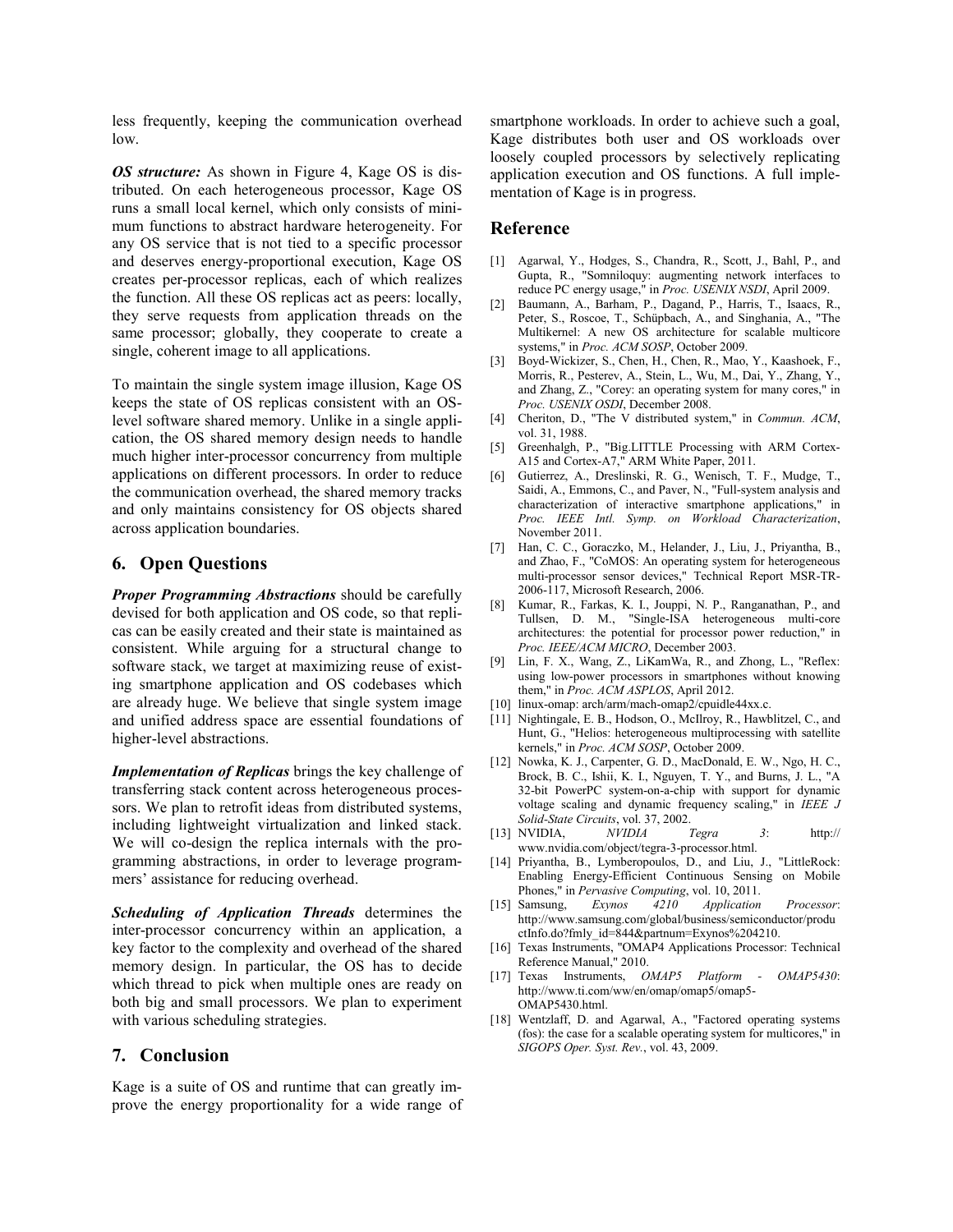less frequently, keeping the communication overhead low.

***OS structure:*** As shown in Figure 4, Kage OS is distributed. On each heterogeneous processor, Kage OS runs a small local kernel, which only consists of minimum functions to abstract hardware heterogeneity. For any OS service that is not tied to a specific processor and deserves energy-proportional execution, Kage OS creates per-processor replicas, each of which realizes the function. All these OS replicas act as peers: locally, they serve requests from application threads on the same processor; globally, they cooperate to create a single, coherent image to all applications.

To maintain the single system image illusion, Kage OS keeps the state of OS replicas consistent with an OS-level software shared memory. Unlike in a single application, the OS shared memory design needs to handle much higher inter-processor concurrency from multiple applications on different processors. In order to reduce the communication overhead, the shared memory tracks and only maintains consistency for OS objects shared across application boundaries.

## 6. Open Questions

***Proper Programming Abstractions*** should be carefully devised for both application and OS code, so that replicas can be easily created and their state is maintained as consistent. While arguing for a structural change to software stack, we target at maximizing reuse of existing smartphone application and OS codebases which are already huge. We believe that single system image and unified address space are essential foundations of higher-level abstractions.

***Implementation of Replicas*** brings the key challenge of transferring stack content across heterogeneous processors. We plan to retrofit ideas from distributed systems, including lightweight virtualization and linked stack. We will co-design the replica internals with the programming abstractions, in order to leverage programmers' assistance for reducing overhead.

***Scheduling of Application Threads*** determines the inter-processor concurrency within an application, a key factor to the complexity and overhead of the shared memory design. In particular, the OS has to decide which thread to pick when multiple ones are ready on both big and small processors. We plan to experiment with various scheduling strategies.

## 7. Conclusion

Kage is a suite of OS and runtime that can greatly improve the energy proportionality for a wide range of smartphone workloads. In order to achieve such a goal, Kage distributes both user and OS workloads over loosely coupled processors by selectively replicating application execution and OS functions. A full implementation of Kage is in progress.

## Reference

[1] Agarwal, Y., Hodges, S., Chandra, R., Scott, J., Bahl, P., and Gupta, R., "Somniloquy: augmenting network interfaces to reduce PC energy usage," in *Proc. USENIX NSDI*, April 2009.

[2] Baumann, A., Barham, P., Dagand, P., Harris, T., Isaacs, R., Peter, S., Roscoe, T., Schüpbach, A., and Singhania, A., "The Multikernel: A new OS architecture for scalable multicore systems," in *Proc. ACM SOSP*, October 2009.

[3] Boyd-Wickizer, S., Chen, H., Chen, R., Mao, Y., Kaashoek, F., Morris, R., Pesterev, A., Stein, L., Wu, M., Dai, Y., Zhang, Y., and Zhang, Z., "Corey: an operating system for many cores," in *Proc. USENIX OSDI*, December 2008.

[4] Cheriton, D., "The V distributed system," in *Commun. ACM*, vol. 31, 1988.

[5] Greenhalgh, P., "Big.LITTLE Processing with ARM Cortex-A15 and Cortex-A7," ARM White Paper, 2011.

[6] Gutierrez, A., Dreslinski, R. G., Wenisch, T. F., Mudge, T., Saidi, A., Emmons, C., and Paver, N., "Full-system analysis and characterization of interactive smartphone applications," in *Proc. IEEE Intl. Symp. on Workload Characterization*, November 2011.

[7] Han, C. C., Goraczko, M., Helander, J., Liu, J., Priyantha, B., and Zhao, F., "CoMOS: An operating system for heterogeneous multi-processor sensor devices," Technical Report MSR-TR-2006-117, Microsoft Research, 2006.

[8] Kumar, R., Farkas, K. I., Jouppi, N. P., Ranganathan, P., and Tullsen, D. M., "Single-ISA heterogeneous multi-core architectures: the potential for processor power reduction," in *Proc. IEEE/ACM MICRO*, December 2003.

[9] Lin, F. X., Wang, Z., LiKamWa, R., and Zhong, L., "Reflex: using low-power processors in smartphones without knowing them," in *Proc. ACM ASPLOS*, April 2012.

[10] linux-omap: arch/arm/mach-omap2/cpuidle44xx.c.

[11] Nightingale, E. B., Hodson, O., McIlroy, R., Hawblitzel, C., and Hunt, G., "Helios: heterogeneous multiprocessing with satellite kernels," in *Proc. ACM SOSP*, October 2009.

[12] Nowka, K. J., Carpenter, G. D., MacDonald, E. W., Ngo, H. C., Brock, B. C., Ishii, K. I., Nguyen, T. Y., and Burns, J. L., "A 32-bit PowerPC system-on-a-chip with support for dynamic voltage scaling and dynamic frequency scaling," in *IEEE J Solid-State Circuits*, vol. 37, 2002.

[13] NVIDIA, *NVIDIA Tegra 3*: http://www.nvidia.com/object/tegra-3-processor.html.

[14] Priyantha, B., Lymberopoulos, D., and Liu, J., "LittleRock: Enabling Energy-Efficient Continuous Sensing on Mobile Phones," in *Pervasive Computing*, vol. 10, 2011.

[15] Samsung, *Exynos 4210 Application Processor*: http://www.samsung.com/global/business/semiconductor/productInfo.do?fmly_id=844&partnum=Exynos%204210.

[16] Texas Instruments, "OMAP4 Applications Processor: Technical Reference Manual," 2010.

[17] Texas Instruments, *OMAP5 Platform - OMAP5430*: http://www.ti.com/ww/en/omap/omap5/omap5-OMAP5430.html.

[18] Wentzlaff, D. and Agarwal, A., "Factored operating systems (fos): the case for a scalable operating system for multicores," in *SIGOPS Oper. Syst. Rev.*, vol. 43, 2009.